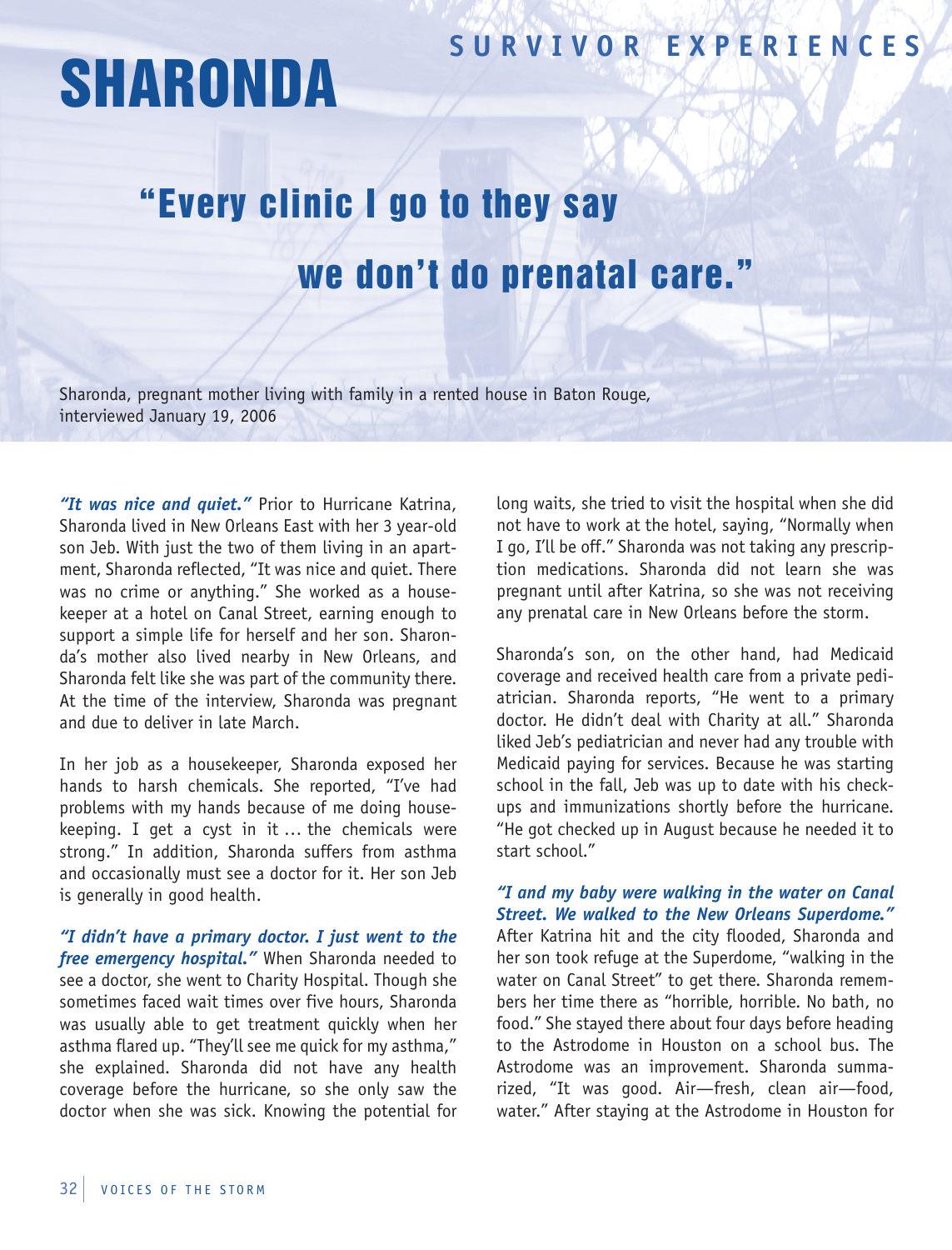## SURVIVOR EXPERIENCES

# SHARONDA

## "Every clinic I go to they say we don't do prenatal care."

Sharonda, pregnant mother living with family in a rented house in Baton Rouge, interviewed January 19, 2006

***"It was nice and quiet."*** Prior to Hurricane Katrina, Sharonda lived in New Orleans East with her 3 year-old son Jeb. With just the two of them living in an apartment, Sharonda reflected, "It was nice and quiet. There was no crime or anything." She worked as a housekeeper at a hotel on Canal Street, earning enough to support a simple life for herself and her son. Sharonda's mother also lived nearby in New Orleans, and Sharonda felt like she was part of the community there. At the time of the interview, Sharonda was pregnant and due to deliver in late March.

In her job as a housekeeper, Sharonda exposed her hands to harsh chemicals. She reported, "I've had problems with my hands because of me doing housekeeping. I get a cyst in it … the chemicals were strong." In addition, Sharonda suffers from asthma and occasionally must see a doctor for it. Her son Jeb is generally in good health.

***"I didn't have a primary doctor. I just went to the free emergency hospital."*** When Sharonda needed to see a doctor, she went to Charity Hospital. Though she sometimes faced wait times over five hours, Sharonda was usually able to get treatment quickly when her asthma flared up. "They'll see me quick for my asthma," she explained. Sharonda did not have any health coverage before the hurricane, so she only saw the doctor when she was sick. Knowing the potential for long waits, she tried to visit the hospital when she did not have to work at the hotel, saying, "Normally when I go, I'll be off." Sharonda was not taking any prescription medications. Sharonda did not learn she was pregnant until after Katrina, so she was not receiving any prenatal care in New Orleans before the storm.

Sharonda's son, on the other hand, had Medicaid coverage and received health care from a private pediatrician. Sharonda reports, "He went to a primary doctor. He didn't deal with Charity at all." Sharonda liked Jeb's pediatrician and never had any trouble with Medicaid paying for services. Because he was starting school in the fall, Jeb was up to date with his checkups and immunizations shortly before the hurricane. "He got checked up in August because he needed it to start school."

***"I and my baby were walking in the water on Canal Street. We walked to the New Orleans Superdome."*** After Katrina hit and the city flooded, Sharonda and her son took refuge at the Superdome, "walking in the water on Canal Street" to get there. Sharonda remembers her time there as "horrible, horrible. No bath, no food." She stayed there about four days before heading to the Astrodome in Houston on a school bus. The Astrodome was an improvement. Sharonda summarized, "It was good. Air—fresh, clean air—food, water." After staying at the Astrodome in Houston for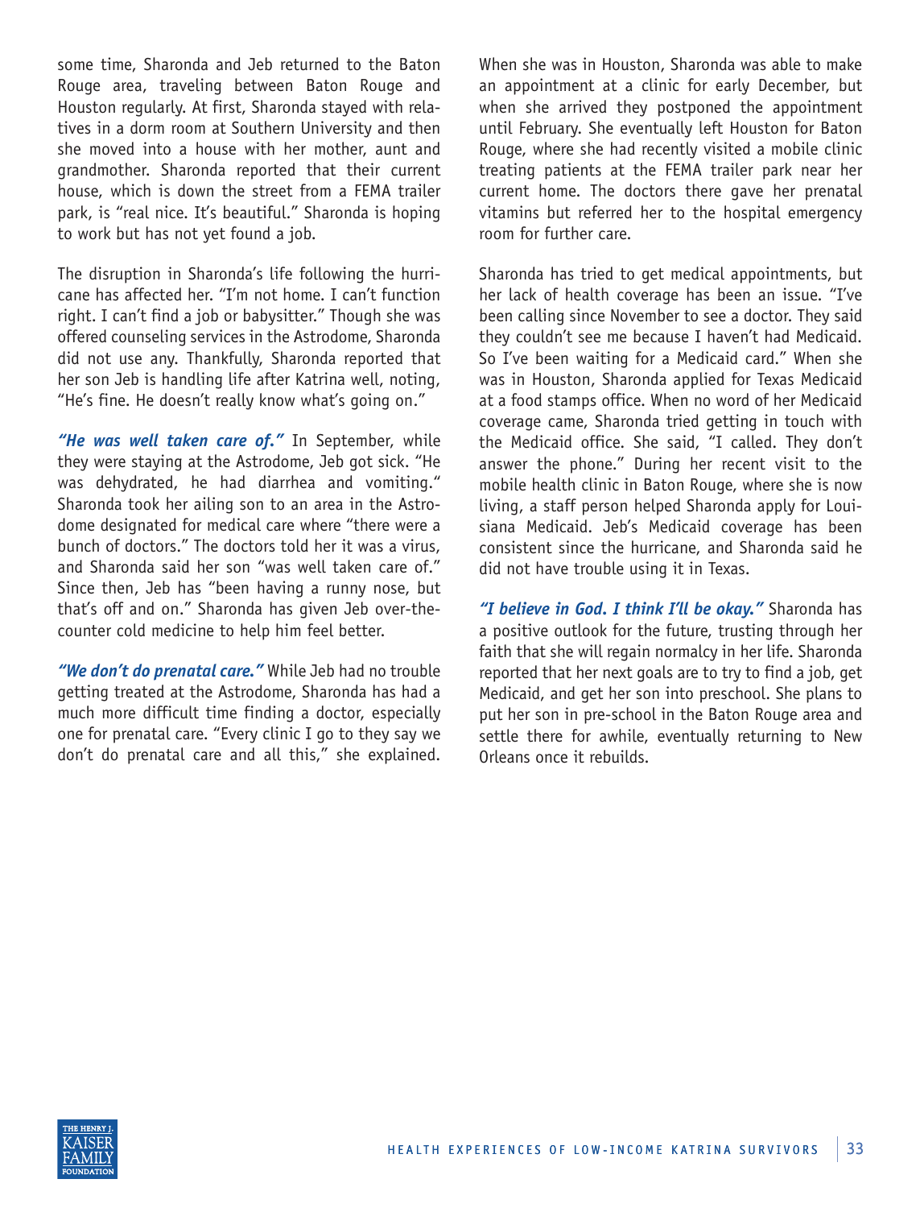some time, Sharonda and Jeb returned to the Baton Rouge area, traveling between Baton Rouge and Houston regularly. At first, Sharonda stayed with relatives in a dorm room at Southern University and then she moved into a house with her mother, aunt and grandmother. Sharonda reported that their current house, which is down the street from a FEMA trailer park, is "real nice. It's beautiful." Sharonda is hoping to work but has not yet found a job.

The disruption in Sharonda's life following the hurricane has affected her. "I'm not home. I can't function right. I can't find a job or babysitter." Though she was offered counseling services in the Astrodome, Sharonda did not use any. Thankfully, Sharonda reported that her son Jeb is handling life after Katrina well, noting, "He's fine. He doesn't really know what's going on."

***"He was well taken care of."*** In September, while they were staying at the Astrodome, Jeb got sick. "He was dehydrated, he had diarrhea and vomiting." Sharonda took her ailing son to an area in the Astrodome designated for medical care where "there were a bunch of doctors." The doctors told her it was a virus, and Sharonda said her son "was well taken care of." Since then, Jeb has "been having a runny nose, but that's off and on." Sharonda has given Jeb over-the-counter cold medicine to help him feel better.

***"We don't do prenatal care."*** While Jeb had no trouble getting treated at the Astrodome, Sharonda has had a much more difficult time finding a doctor, especially one for prenatal care. "Every clinic I go to they say we don't do prenatal care and all this," she explained. When she was in Houston, Sharonda was able to make an appointment at a clinic for early December, but when she arrived they postponed the appointment until February. She eventually left Houston for Baton Rouge, where she had recently visited a mobile clinic treating patients at the FEMA trailer park near her current home. The doctors there gave her prenatal vitamins but referred her to the hospital emergency room for further care.

Sharonda has tried to get medical appointments, but her lack of health coverage has been an issue. "I've been calling since November to see a doctor. They said they couldn't see me because I haven't had Medicaid. So I've been waiting for a Medicaid card." When she was in Houston, Sharonda applied for Texas Medicaid at a food stamps office. When no word of her Medicaid coverage came, Sharonda tried getting in touch with the Medicaid office. She said, "I called. They don't answer the phone." During her recent visit to the mobile health clinic in Baton Rouge, where she is now living, a staff person helped Sharonda apply for Louisiana Medicaid. Jeb's Medicaid coverage has been consistent since the hurricane, and Sharonda said he did not have trouble using it in Texas.

***"I believe in God. I think I'll be okay."*** Sharonda has a positive outlook for the future, trusting through her faith that she will regain normalcy in her life. Sharonda reported that her next goals are to try to find a job, get Medicaid, and get her son into preschool. She plans to put her son in pre-school in the Baton Rouge area and settle there for awhile, eventually returning to New Orleans once it rebuilds.